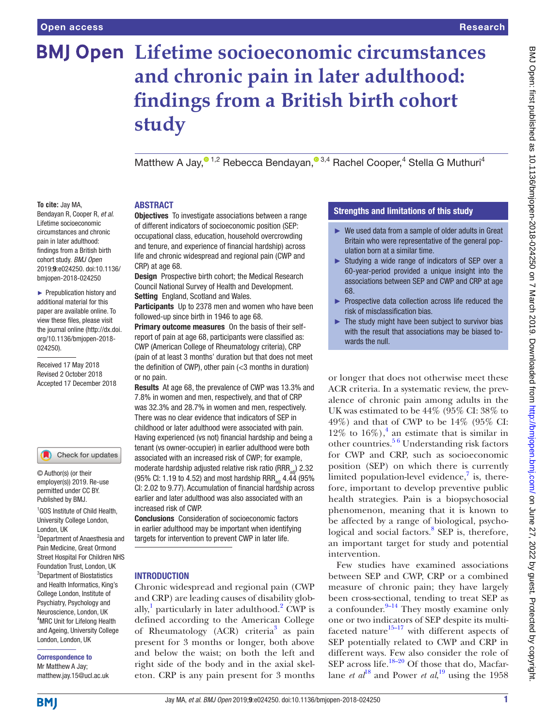# Lifetime socioeconomic circumstances and chronic pain in later adulthood: findings from a British birth cohort study

Matthew A Jay,[1,2] Rebecca Bendayan,[3,4] Rachel Cooper,[4] Stella G Muthuri[4]

**To cite:** Jay MA, Bendayan R, Cooper R, *et al*. Lifetime socioeconomic circumstances and chronic pain in later adulthood: findings from a British birth cohort study. *BMJ Open* 2019;**9**:e024250. doi:10.1136/bmjopen-2018-024250

► Prepublication history and additional material for this paper are available online. To view these files, please visit the journal online (http://dx.doi.org/10.1136/bmjopen-2018-024250).

Received 17 May 2018
Revised 2 October 2018
Accepted 17 December 2018

© Author(s) (or their employer(s)) 2019. Re-use permitted under CC BY. Published by BMJ.

[1]GOS Institute of Child Health, University College London, London, UK
[2]Department of Anaesthesia and Pain Medicine, Great Ormond Street Hospital For Children NHS Foundation Trust, London, UK
[3]Department of Biostatistics and Health Informatics, King's College London, Institute of Psychiatry, Psychology and Neuroscience, London, UK
[4]MRC Unit for Lifelong Health and Ageing, University College London, London, UK

**Correspondence to**
Mr Matthew A Jay;
matthew.jay.15@ucl.ac.uk

## ABSTRACT

**Objectives** To investigate associations between a range of different indicators of socioeconomic position (SEP: occupational class, education, household overcrowding and tenure, and experience of financial hardship) across life and chronic widespread and regional pain (CWP and CRP) at age 68.

**Design** Prospective birth cohort; the Medical Research Council National Survey of Health and Development.

**Setting** England, Scotland and Wales.

**Participants** Up to 2378 men and women who have been followed-up since birth in 1946 to age 68.

**Primary outcome measures** On the basis of their self-report of pain at age 68, participants were classified as: CWP (American College of Rheumatology criteria), CRP (pain of at least 3 months' duration but that does not meet the definition of CWP), other pain (<3 months in duration) or no pain.

**Results** At age 68, the prevalence of CWP was 13.3% and 7.8% in women and men, respectively, and that of CRP was 32.3% and 28.7% in women and men, respectively. There was no clear evidence that indicators of SEP in childhood or later adulthood were associated with pain. Having experienced (vs not) financial hardship and being a tenant (vs owner-occupier) in earlier adulthood were both associated with an increased risk of CWP; for example, moderate hardship adjusted relative risk ratio ($RRR_{adj}$) 2.32 (95% CI: 1.19 to 4.52) and most hardship $RRR_{adj}$ 4.44 (95% CI: 2.02 to 9.77). Accumulation of financial hardship across earlier and later adulthood was also associated with an increased risk of CWP.

**Conclusions** Consideration of socioeconomic factors in earlier adulthood may be important when identifying targets for intervention to prevent CWP in later life.

## Strengths and limitations of this study

- We used data from a sample of older adults in Great Britain who were representative of the general population born at a similar time.
- Studying a wide range of indicators of SEP over a 60-year-period provided a unique insight into the associations between SEP and CWP and CRP at age 68.
- Prospective data collection across life reduced the risk of misclassification bias.
- The study might have been subject to survivor bias with the result that associations may be biased towards the null.

## INTRODUCTION

Chronic widespread and regional pain (CWP and CRP) are leading causes of disability globally,[1] particularly in later adulthood.[2] CWP is defined according to the American College of Rheumatology (ACR) criteria[3] as pain present for 3 months or longer, both above and below the waist; on both the left and right side of the body and in the axial skeleton. CRP is any pain present for 3 months or longer that does not otherwise meet these ACR criteria. In a systematic review, the prevalence of chronic pain among adults in the UK was estimated to be 44% (95% CI: 38% to 49%) and that of CWP to be 14% (95% CI: 12% to 16%),[4] an estimate that is similar in other countries.[5,6] Understanding risk factors for CWP and CRP, such as socioeconomic position (SEP) on which there is currently limited population-level evidence,[7] is, therefore, important to develop preventive public health strategies. Pain is a biopsychosocial phenomenon, meaning that it is known to be affected by a range of biological, psychological and social factors.[8] SEP is, therefore, an important target for study and potential intervention.

Few studies have examined associations between SEP and CWP, CRP or a combined measure of chronic pain; they have largely been cross-sectional, tending to treat SEP as a confounder.[9–14] They mostly examine only one or two indicators of SEP despite its multifaceted nature[15–17] with different aspects of SEP potentially related to CWP and CRP in different ways. Few also consider the role of SEP across life.[18–20] Of those that do, Macfarlane *et al*[18] and Power *et al*,[19] using the 1958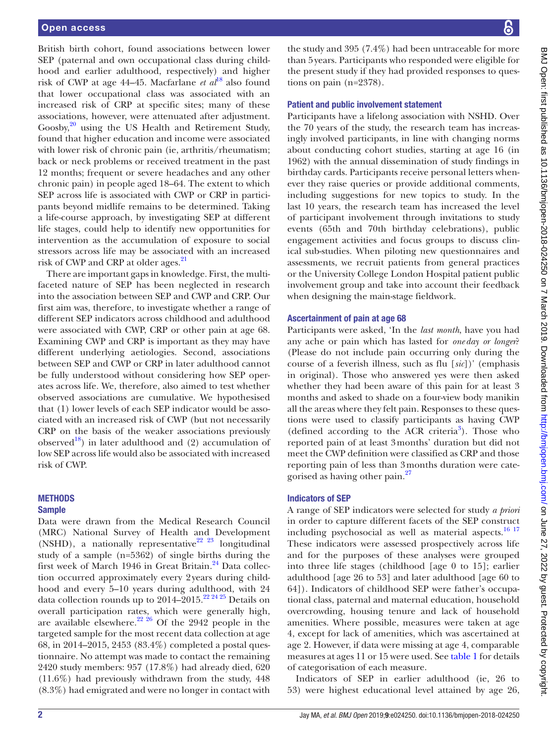British birth cohort, found associations between lower SEP (paternal and own occupational class during childhood and earlier adulthood, respectively) and higher risk of CWP at age 44–45. Macfarlane *et al*[18] also found that lower occupational class was associated with an increased risk of CRP at specific sites; many of these associations, however, were attenuated after adjustment. Goosby,[20] using the US Health and Retirement Study, found that higher education and income were associated with lower risk of chronic pain (ie, arthritis/rheumatism; back or neck problems or received treatment in the past 12 months; frequent or severe headaches and any other chronic pain) in people aged 18–64. The extent to which SEP across life is associated with CWP or CRP in participants beyond midlife remains to be determined. Taking a life-course approach, by investigating SEP at different life stages, could help to identify new opportunities for intervention as the accumulation of exposure to social stressors across life may be associated with an increased risk of CWP and CRP at older ages.[21]

There are important gaps in knowledge. First, the multifaceted nature of SEP has been neglected in research into the association between SEP and CWP and CRP. Our first aim was, therefore, to investigate whether a range of different SEP indicators across childhood and adulthood were associated with CWP, CRP or other pain at age 68. Examining CWP and CRP is important as they may have different underlying aetiologies. Second, associations between SEP and CWP or CRP in later adulthood cannot be fully understood without considering how SEP operates across life. We, therefore, also aimed to test whether observed associations are cumulative. We hypothesised that (1) lower levels of each SEP indicator would be associated with an increased risk of CWP (but not necessarily CRP on the basis of the weaker associations previously observed[18]) in later adulthood and (2) accumulation of low SEP across life would also be associated with increased risk of CWP.

## METHODS

### Sample

Data were drawn from the Medical Research Council (MRC) National Survey of Health and Development (NSHD), a nationally representative[22 23] longitudinal study of a sample (n=5362) of single births during the first week of March 1946 in Great Britain.[24] Data collection occurred approximately every 2 years during childhood and every 5–10 years during adulthood, with 24 data collection rounds up to 2014–2015.[22 24 25] Details on overall participation rates, which were generally high, are available elsewhere.[22 26] Of the 2942 people in the targeted sample for the most recent data collection at age 68, in 2014–2015, 2453 (83.4%) completed a postal questionnaire. No attempt was made to contact the remaining 2420 study members: 957 (17.8%) had already died, 620 (11.6%) had previously withdrawn from the study, 448 (8.3%) had emigrated and were no longer in contact with the study and 395 (7.4%) had been untraceable for more than 5 years. Participants who responded were eligible for the present study if they had provided responses to questions on pain (n=2378).

### Patient and public involvement statement

Participants have a lifelong association with NSHD. Over the 70 years of the study, the research team has increasingly involved participants, in line with changing norms about conducting cohort studies, starting at age 16 (in 1962) with the annual dissemination of study findings in birthday cards. Participants receive personal letters whenever they raise queries or provide additional comments, including suggestions for new topics to study. In the last 10 years, the research team has increased the level of participant involvement through invitations to study events (65th and 70th birthday celebrations), public engagement activities and focus groups to discuss clinical sub-studies. When piloting new questionnaires and assessments, we recruit patients from general practices or the University College London Hospital patient public involvement group and take into account their feedback when designing the main-stage fieldwork.

### Ascertainment of pain at age 68

Participants were asked, 'In the *last month*, have you had any ache or pain which has lasted for *one day or longer*? (Please do not include pain occurring only during the course of a feverish illness, such as flu [*sic*])' (emphasis in original). Those who answered yes were then asked whether they had been aware of this pain for at least 3 months and asked to shade on a four-view body manikin all the areas where they felt pain. Responses to these questions were used to classify participants as having CWP (defined according to the ACR criteria[3]). Those who reported pain of at least 3 months' duration but did not meet the CWP definition were classified as CRP and those reporting pain of less than 3 months duration were categorised as having other pain.[27]

### Indicators of SEP

A range of SEP indicators were selected for study *a priori* in order to capture different facets of the SEP construct including psychosocial as well as material aspects.[16 17] These indicators were assessed prospectively across life and for the purposes of these analyses were grouped into three life stages (childhood [age 0 to 15]; earlier adulthood [age 26 to 53] and later adulthood [age 60 to 64]). Indicators of childhood SEP were father's occupational class, paternal and maternal education, household overcrowding, housing tenure and lack of household amenities. Where possible, measures were taken at age 4, except for lack of amenities, which was ascertained at age 2. However, if data were missing at age 4, comparable measures at ages 11 or 15 were used. See table 1 for details of categorisation of each measure.

Indicators of SEP in earlier adulthood (ie, 26 to 53) were highest educational level attained by age 26,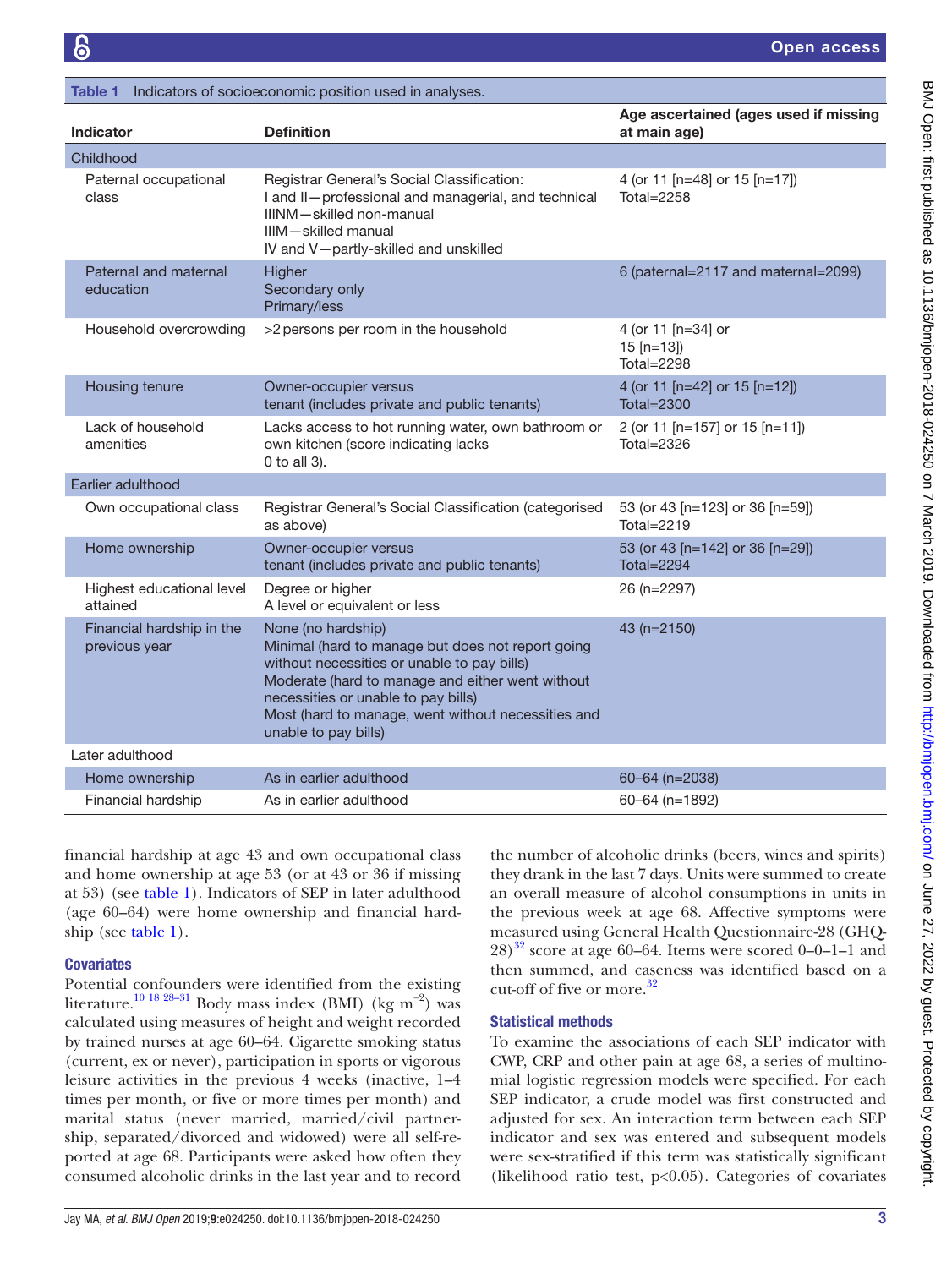Table 1 Indicators of socioeconomic position used in analyses.

| Indicator | Definition | Age ascertained (ages used if missing at main age) |
|---|---|---|
| **Childhood** | | |
| Paternal occupational class | Registrar General's Social Classification:<br>I and II—professional and managerial, and technical<br>IIINM—skilled non-manual<br>IIIM—skilled manual<br>IV and V—partly-skilled and unskilled | 4 (or 11 [n=48] or 15 [n=17])<br>Total=2258 |
| Paternal and maternal education | Higher<br>Secondary only<br>Primary/less | 6 (paternal=2117 and maternal=2099) |
| Household overcrowding | >2 persons per room in the household | 4 (or 11 [n=34] or 15 [n=13])<br>Total=2298 |
| Housing tenure | Owner-occupier versus tenant (includes private and public tenants) | 4 (or 11 [n=42] or 15 [n=12])<br>Total=2300 |
| Lack of household amenities | Lacks access to hot running water, own bathroom or own kitchen (score indicating lacks 0 to all 3). | 2 (or 11 [n=157] or 15 [n=11])<br>Total=2326 |
| **Earlier adulthood** | | |
| Own occupational class | Registrar General's Social Classification (categorised as above) | 53 (or 43 [n=123] or 36 [n=59])<br>Total=2219 |
| Home ownership | Owner-occupier versus tenant (includes private and public tenants) | 53 (or 43 [n=142] or 36 [n=29])<br>Total=2294 |
| Highest educational level attained | Degree or higher<br>A level or equivalent or less | 26 (n=2297) |
| Financial hardship in the previous year | None (no hardship)<br>Minimal (hard to manage but does not report going without necessities or unable to pay bills)<br>Moderate (hard to manage and either went without necessities or unable to pay bills)<br>Most (hard to manage, went without necessities and unable to pay bills) | 43 (n=2150) |
| **Later adulthood** | | |
| Home ownership | As in earlier adulthood | 60–64 (n=2038) |
| Financial hardship | As in earlier adulthood | 60–64 (n=1892) |

financial hardship at age 43 and own occupational class and home ownership at age 53 (or at 43 or 36 if missing at 53) (see table 1). Indicators of SEP in later adulthood (age 60–64) were home ownership and financial hardship (see table 1).

### Covariates

Potential confounders were identified from the existing literature.[10 18 28–31] Body mass index (BMI) (kg $m^{-2}$) was calculated using measures of height and weight recorded by trained nurses at age 60–64. Cigarette smoking status (current, ex or never), participation in sports or vigorous leisure activities in the previous 4 weeks (inactive, 1–4 times per month, or five or more times per month) and marital status (never married, married/civil partnership, separated/divorced and widowed) were all self-reported at age 68. Participants were asked how often they consumed alcoholic drinks in the last year and to record the number of alcoholic drinks (beers, wines and spirits) they drank in the last 7 days. Units were summed to create an overall measure of alcohol consumptions in units in the previous week at age 68. Affective symptoms were measured using General Health Questionnaire-28 (GHQ-28)[32] score at age 60–64. Items were scored 0–0–1–1 and then summed, and caseness was identified based on a cut-off of five or more.[32]

### Statistical methods

To examine the associations of each SEP indicator with CWP, CRP and other pain at age 68, a series of multinomial logistic regression models were specified. For each SEP indicator, a crude model was first constructed and adjusted for sex. An interaction term between each SEP indicator and sex was entered and subsequent models were sex-stratified if this term was statistically significant (likelihood ratio test, $p<0.05$). Categories of covariates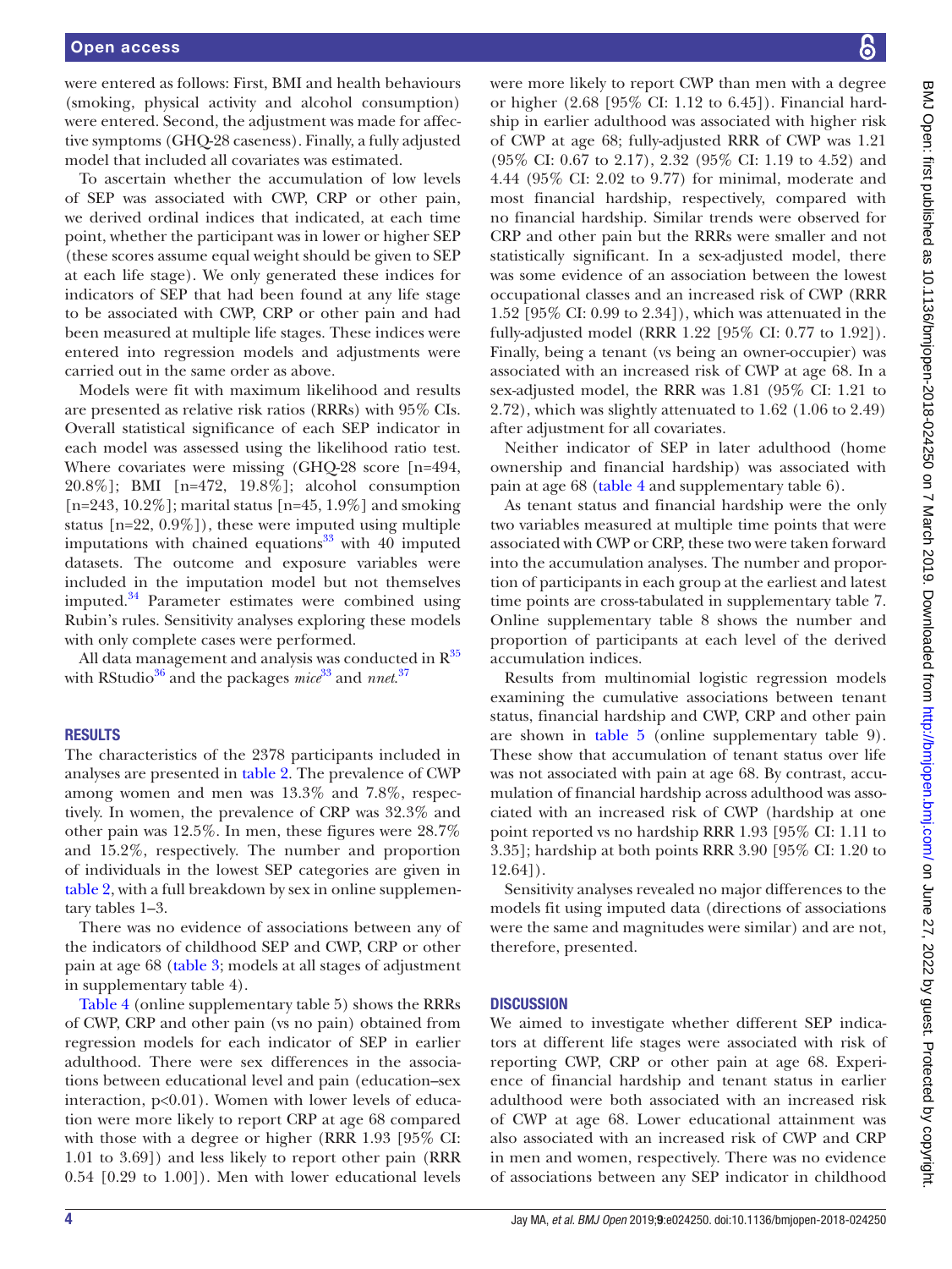were entered as follows: First, BMI and health behaviours (smoking, physical activity and alcohol consumption) were entered. Second, the adjustment was made for affective symptoms (GHQ-28 caseness). Finally, a fully adjusted model that included all covariates was estimated.

To ascertain whether the accumulation of low levels of SEP was associated with CWP, CRP or other pain, we derived ordinal indices that indicated, at each time point, whether the participant was in lower or higher SEP (these scores assume equal weight should be given to SEP at each life stage). We only generated these indices for indicators of SEP that had been found at any life stage to be associated with CWP, CRP or other pain and had been measured at multiple life stages. These indices were entered into regression models and adjustments were carried out in the same order as above.

Models were fit with maximum likelihood and results are presented as relative risk ratios (RRRs) with 95% CIs. Overall statistical significance of each SEP indicator in each model was assessed using the likelihood ratio test. Where covariates were missing (GHQ-28 score [n=494, 20.8%]; BMI [n=472, 19.8%]; alcohol consumption [n=243, 10.2%]; marital status [n=45, 1.9%] and smoking status [n=22, 0.9%]), these were imputed using multiple imputations with chained equations[33] with 40 imputed datasets. The outcome and exposure variables were included in the imputation model but not themselves imputed.[34] Parameter estimates were combined using Rubin's rules. Sensitivity analyses exploring these models with only complete cases were performed.

All data management and analysis was conducted in R[35] with RStudio[36] and the packages *mice*[33] and *nnet*.[37]

## RESULTS

The characteristics of the 2378 participants included in analyses are presented in table 2. The prevalence of CWP among women and men was 13.3% and 7.8%, respectively. In women, the prevalence of CRP was 32.3% and other pain was 12.5%. In men, these figures were 28.7% and 15.2%, respectively. The number and proportion of individuals in the lowest SEP categories are given in table 2, with a full breakdown by sex in online supplementary tables 1–3.

There was no evidence of associations between any of the indicators of childhood SEP and CWP, CRP or other pain at age 68 (table 3; models at all stages of adjustment in supplementary table 4).

Table 4 (online supplementary table 5) shows the RRRs of CWP, CRP and other pain (vs no pain) obtained from regression models for each indicator of SEP in earlier adulthood. There were sex differences in the associations between educational level and pain (education–sex interaction, $p<0.01$). Women with lower levels of education were more likely to report CRP at age 68 compared with those with a degree or higher (RRR 1.93 [95% CI: 1.01 to 3.69]) and less likely to report other pain (RRR 0.54 [0.29 to 1.00]). Men with lower educational levels were more likely to report CWP than men with a degree or higher (2.68 [95% CI: 1.12 to 6.45]). Financial hardship in earlier adulthood was associated with higher risk of CWP at age 68; fully-adjusted RRR of CWP was 1.21 (95% CI: 0.67 to 2.17), 2.32 (95% CI: 1.19 to 4.52) and 4.44 (95% CI: 2.02 to 9.77) for minimal, moderate and most financial hardship, respectively, compared with no financial hardship. Similar trends were observed for CRP and other pain but the RRRs were smaller and not statistically significant. In a sex-adjusted model, there was some evidence of an association between the lowest occupational classes and an increased risk of CWP (RRR 1.52 [95% CI: 0.99 to 2.34]), which was attenuated in the fully-adjusted model (RRR 1.22 [95% CI: 0.77 to 1.92]). Finally, being a tenant (vs being an owner-occupier) was associated with an increased risk of CWP at age 68. In a sex-adjusted model, the RRR was 1.81 (95% CI: 1.21 to 2.72), which was slightly attenuated to 1.62 (1.06 to 2.49) after adjustment for all covariates.

Neither indicator of SEP in later adulthood (home ownership and financial hardship) was associated with pain at age 68 (table 4 and supplementary table 6).

As tenant status and financial hardship were the only two variables measured at multiple time points that were associated with CWP or CRP, these two were taken forward into the accumulation analyses. The number and proportion of participants in each group at the earliest and latest time points are cross-tabulated in supplementary table 7. Online supplementary table 8 shows the number and proportion of participants at each level of the derived accumulation indices.

Results from multinomial logistic regression models examining the cumulative associations between tenant status, financial hardship and CWP, CRP and other pain are shown in table 5 (online supplementary table 9). These show that accumulation of tenant status over life was not associated with pain at age 68. By contrast, accumulation of financial hardship across adulthood was associated with an increased risk of CWP (hardship at one point reported vs no hardship RRR 1.93 [95% CI: 1.11 to 3.35]; hardship at both points RRR 3.90 [95% CI: 1.20 to 12.64]).

Sensitivity analyses revealed no major differences to the models fit using imputed data (directions of associations were the same and magnitudes were similar) and are not, therefore, presented.

## DISCUSSION

We aimed to investigate whether different SEP indicators at different life stages were associated with risk of reporting CWP, CRP or other pain at age 68. Experience of financial hardship and tenant status in earlier adulthood were both associated with an increased risk of CWP at age 68. Lower educational attainment was also associated with an increased risk of CWP and CRP in men and women, respectively. There was no evidence of associations between any SEP indicator in childhood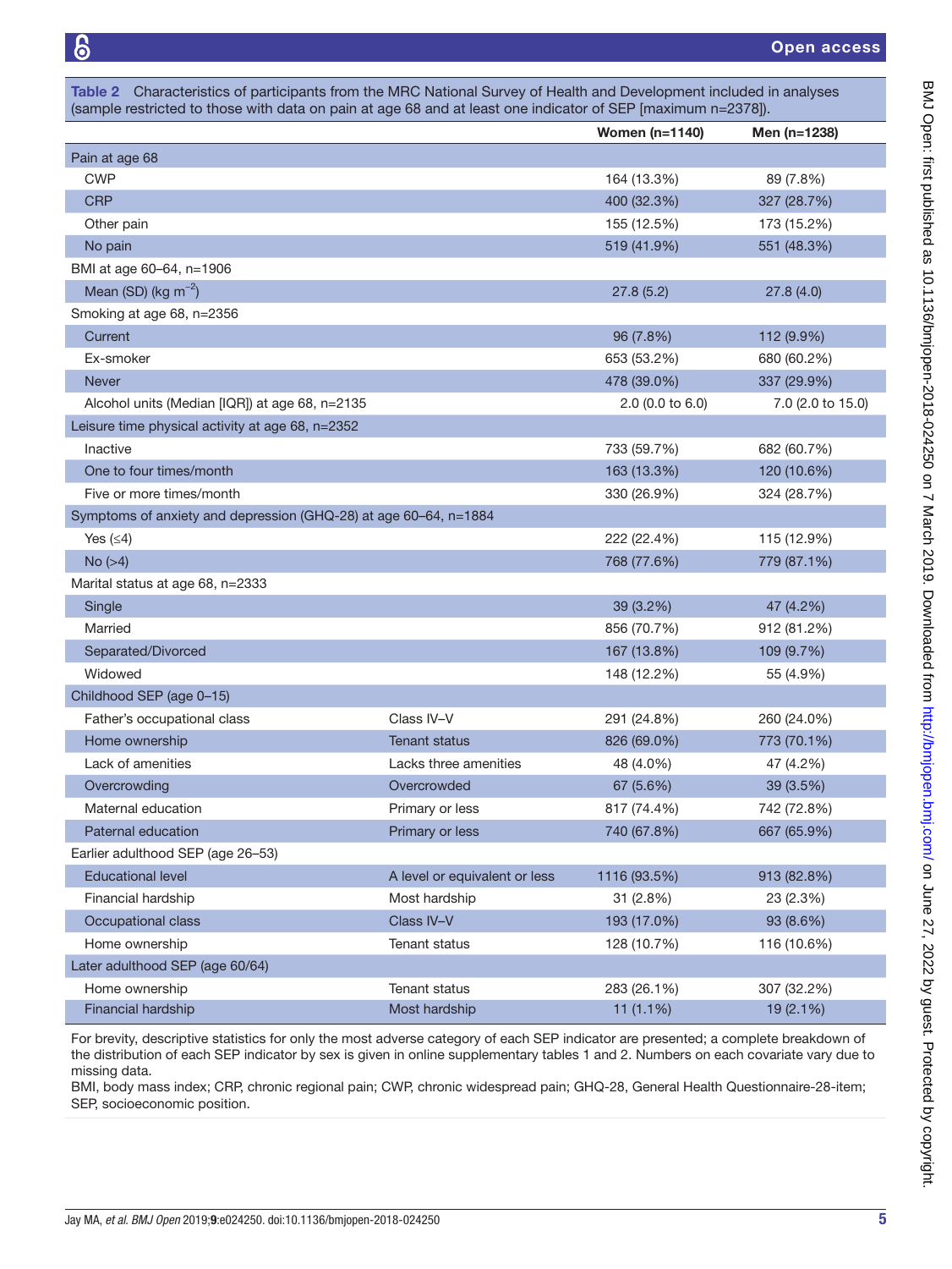Table 2 Characteristics of participants from the MRC National Survey of Health and Development included in analyses (sample restricted to those with data on pain at age 68 and at least one indicator of SEP [maximum n=2378]).

| | | Women (n=1140) | Men (n=1238) |
|---|---|---|---|
| Pain at age 68 | | | |
| CWP | | 164 (13.3%) | 89 (7.8%) |
| CRP | | 400 (32.3%) | 327 (28.7%) |
| Other pain | | 155 (12.5%) | 173 (15.2%) |
| No pain | | 519 (41.9%) | 551 (48.3%) |
| BMI at age 60–64, n=1906 | | | |
| Mean (SD) (kg $m^{-2}$) | | 27.8 (5.2) | 27.8 (4.0) |
| Smoking at age 68, n=2356 | | | |
| Current | | 96 (7.8%) | 112 (9.9%) |
| Ex-smoker | | 653 (53.2%) | 680 (60.2%) |
| Never | | 478 (39.0%) | 337 (29.9%) |
| Alcohol units (Median [IQR]) at age 68, n=2135 | | 2.0 (0.0 to 6.0) | 7.0 (2.0 to 15.0) |
| Leisure time physical activity at age 68, n=2352 | | | |
| Inactive | | 733 (59.7%) | 682 (60.7%) |
| One to four times/month | | 163 (13.3%) | 120 (10.6%) |
| Five or more times/month | | 330 (26.9%) | 324 (28.7%) |
| Symptoms of anxiety and depression (GHQ-28) at age 60–64, n=1884 | | | |
| Yes (≤4) | | 222 (22.4%) | 115 (12.9%) |
| No (>4) | | 768 (77.6%) | 779 (87.1%) |
| Marital status at age 68, n=2333 | | | |
| Single | | 39 (3.2%) | 47 (4.2%) |
| Married | | 856 (70.7%) | 912 (81.2%) |
| Separated/Divorced | | 167 (13.8%) | 109 (9.7%) |
| Widowed | | 148 (12.2%) | 55 (4.9%) |
| Childhood SEP (age 0–15) | | | |
| Father's occupational class | Class IV–V | 291 (24.8%) | 260 (24.0%) |
| Home ownership | Tenant status | 826 (69.0%) | 773 (70.1%) |
| Lack of amenities | Lacks three amenities | 48 (4.0%) | 47 (4.2%) |
| Overcrowding | Overcrowded | 67 (5.6%) | 39 (3.5%) |
| Maternal education | Primary or less | 817 (74.4%) | 742 (72.8%) |
| Paternal education | Primary or less | 740 (67.8%) | 667 (65.9%) |
| Earlier adulthood SEP (age 26–53) | | | |
| Educational level | A level or equivalent or less | 1116 (93.5%) | 913 (82.8%) |
| Financial hardship | Most hardship | 31 (2.8%) | 23 (2.3%) |
| Occupational class | Class IV–V | 193 (17.0%) | 93 (8.6%) |
| Home ownership | Tenant status | 128 (10.7%) | 116 (10.6%) |
| Later adulthood SEP (age 60/64) | | | |
| Home ownership | Tenant status | 283 (26.1%) | 307 (32.2%) |
| Financial hardship | Most hardship | 11 (1.1%) | 19 (2.1%) |

For brevity, descriptive statistics for only the most adverse category of each SEP indicator are presented; a complete breakdown of the distribution of each SEP indicator by sex is given in online supplementary tables 1 and 2. Numbers on each covariate vary due to missing data.

BMI, body mass index; CRP, chronic regional pain; CWP, chronic widespread pain; GHQ-28, General Health Questionnaire-28-item; SEP, socioeconomic position.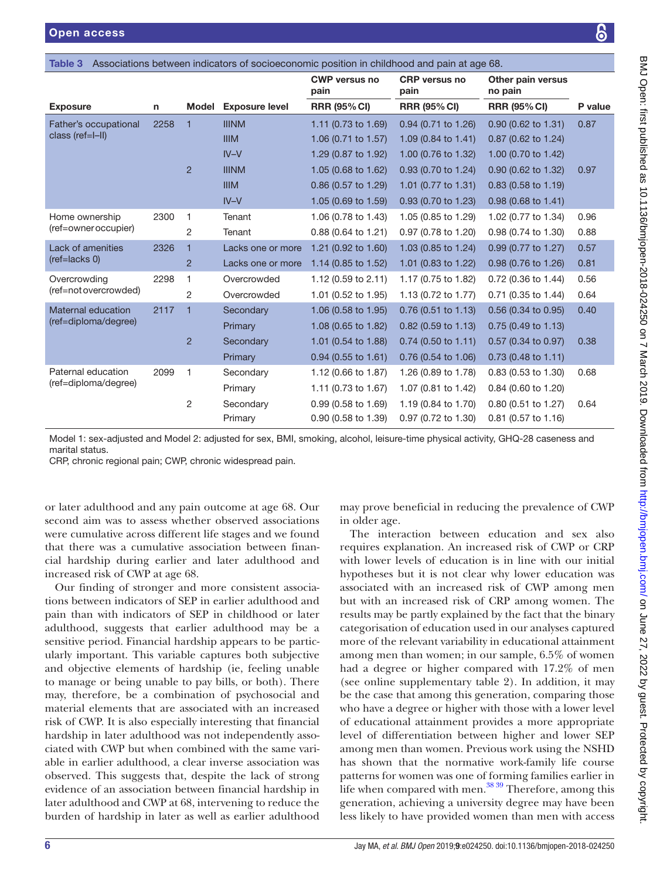**Table 3** Associations between indicators of socioeconomic position in childhood and pain at age 68.

| Exposure | n | Model | Exposure level | CWP versus no pain | CRP versus no pain | Other pain versus no pain | P value |
|---|---|---|---|---|---|---|---|
| | | | | RRR (95% CI) | RRR (95% CI) | RRR (95% CI) | |
| Father's occupational class (ref=I–II) | 2258 | 1 | IIINM | 1.11 (0.73 to 1.69) | 0.94 (0.71 to 1.26) | 0.90 (0.62 to 1.31) | 0.87 |
| | | | IIIM | 1.06 (0.71 to 1.57) | 1.09 (0.84 to 1.41) | 0.87 (0.62 to 1.24) | |
| | | | IV–V | 1.29 (0.87 to 1.92) | 1.00 (0.76 to 1.32) | 1.00 (0.70 to 1.42) | |
| | | 2 | IIINM | 1.05 (0.68 to 1.62) | 0.93 (0.70 to 1.24) | 0.90 (0.62 to 1.32) | 0.97 |
| | | | IIIM | 0.86 (0.57 to 1.29) | 1.01 (0.77 to 1.31) | 0.83 (0.58 to 1.19) | |
| | | | IV–V | 1.05 (0.69 to 1.59) | 0.93 (0.70 to 1.23) | 0.98 (0.68 to 1.41) | |
| Home ownership (ref=owner occupier) | 2300 | 1 | Tenant | 1.06 (0.78 to 1.43) | 1.05 (0.85 to 1.29) | 1.02 (0.77 to 1.34) | 0.96 |
| | | 2 | Tenant | 0.88 (0.64 to 1.21) | 0.97 (0.78 to 1.20) | 0.98 (0.74 to 1.30) | 0.88 |
| Lack of amenities (ref=lacks 0) | 2326 | 1 | Lacks one or more | 1.21 (0.92 to 1.60) | 1.03 (0.85 to 1.24) | 0.99 (0.77 to 1.27) | 0.57 |
| | | 2 | Lacks one or more | 1.14 (0.85 to 1.52) | 1.01 (0.83 to 1.22) | 0.98 (0.76 to 1.26) | 0.81 |
| Overcrowding (ref=not overcrowded) | 2298 | 1 | Overcrowded | 1.12 (0.59 to 2.11) | 1.17 (0.75 to 1.82) | 0.72 (0.36 to 1.44) | 0.56 |
| | | 2 | Overcrowded | 1.01 (0.52 to 1.95) | 1.13 (0.72 to 1.77) | 0.71 (0.35 to 1.44) | 0.64 |
| Maternal education (ref=diploma/degree) | 2117 | 1 | Secondary | 1.06 (0.58 to 1.95) | 0.76 (0.51 to 1.13) | 0.56 (0.34 to 0.95) | 0.40 |
| | | | Primary | 1.08 (0.65 to 1.82) | 0.82 (0.59 to 1.13) | 0.75 (0.49 to 1.13) | |
| | | 2 | Secondary | 1.01 (0.54 to 1.88) | 0.74 (0.50 to 1.11) | 0.57 (0.34 to 0.97) | 0.38 |
| | | | Primary | 0.94 (0.55 to 1.61) | 0.76 (0.54 to 1.06) | 0.73 (0.48 to 1.11) | |
| Paternal education (ref=diploma/degree) | 2099 | 1 | Secondary | 1.12 (0.66 to 1.87) | 1.26 (0.89 to 1.78) | 0.83 (0.53 to 1.30) | 0.68 |
| | | | Primary | 1.11 (0.73 to 1.67) | 1.07 (0.81 to 1.42) | 0.84 (0.60 to 1.20) | |
| | | 2 | Secondary | 0.99 (0.58 to 1.69) | 1.19 (0.84 to 1.70) | 0.80 (0.51 to 1.27) | 0.64 |
| | | | Primary | 0.90 (0.58 to 1.39) | 0.97 (0.72 to 1.30) | 0.81 (0.57 to 1.16) | |

Model 1: sex-adjusted and Model 2: adjusted for sex, BMI, smoking, alcohol, leisure-time physical activity, GHQ-28 caseness and marital status.
CRP, chronic regional pain; CWP, chronic widespread pain.

or later adulthood and any pain outcome at age 68. Our second aim was to assess whether observed associations were cumulative across different life stages and we found that there was a cumulative association between financial hardship during earlier and later adulthood and increased risk of CWP at age 68.

Our finding of stronger and more consistent associations between indicators of SEP in earlier adulthood and pain than with indicators of SEP in childhood or later adulthood, suggests that earlier adulthood may be a sensitive period. Financial hardship appears to be particularly important. This variable captures both subjective and objective elements of hardship (ie, feeling unable to manage or being unable to pay bills, or both). There may, therefore, be a combination of psychosocial and material elements that are associated with an increased risk of CWP. It is also especially interesting that financial hardship in later adulthood was not independently associated with CWP but when combined with the same variable in earlier adulthood, a clear inverse association was observed. This suggests that, despite the lack of strong evidence of an association between financial hardship in later adulthood and CWP at 68, intervening to reduce the burden of hardship in later as well as earlier adulthood may prove beneficial in reducing the prevalence of CWP in older age.

The interaction between education and sex also requires explanation. An increased risk of CWP or CRP with lower levels of education is in line with our initial hypotheses but it is not clear why lower education was associated with an increased risk of CWP among men but with an increased risk of CRP among women. The results may be partly explained by the fact that the binary categorisation of education used in our analyses captured more of the relevant variability in educational attainment among men than women; in our sample, 6.5% of women had a degree or higher compared with 17.2% of men (see online supplementary table 2). In addition, it may be the case that among this generation, comparing those who have a degree or higher with those with a lower level of educational attainment provides a more appropriate level of differentiation between higher and lower SEP among men than women. Previous work using the NSHD has shown that the normative work-family life course patterns for women was one of forming families earlier in life when compared with men.[38 39] Therefore, among this generation, achieving a university degree may have been less likely to have provided women than men with access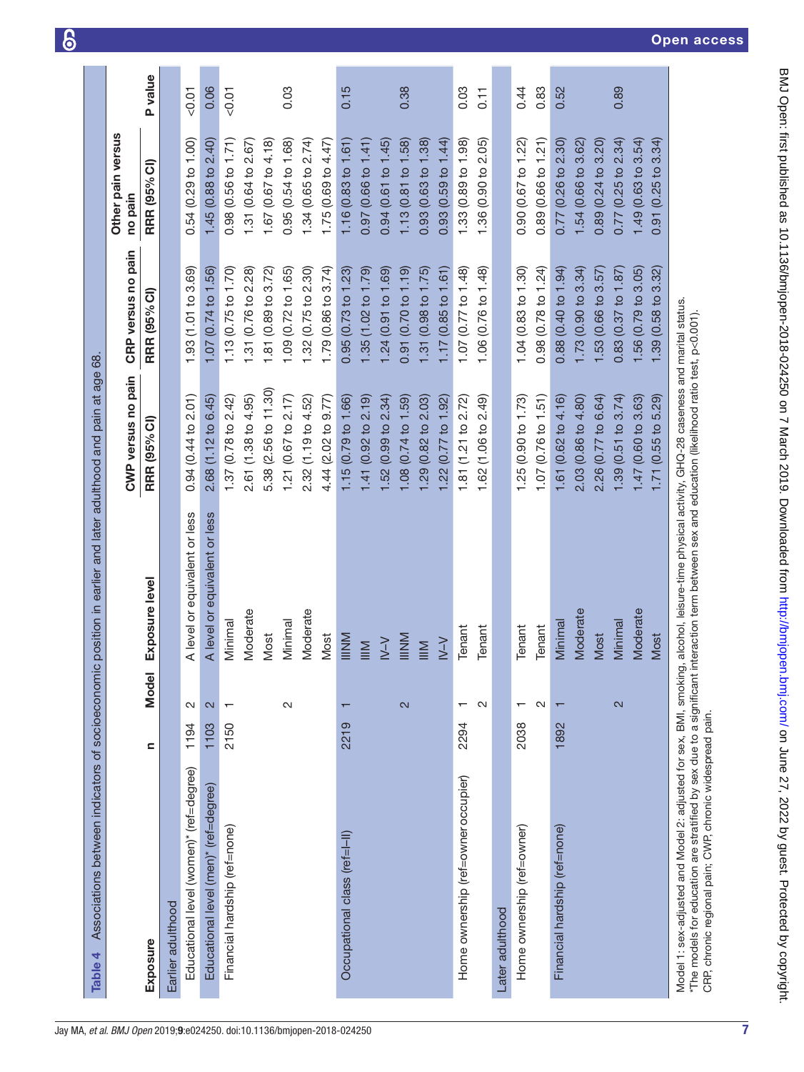**Table 4** Associations between indicators of socioeconomic position in earlier and later adulthood and pain at age 68.

| Exposure | n | Model | Exposure level | CWP versus no pain RRR (95% CI) | CRP versus no pain RRR (95% CI) | Other pain versus no pain RRR (95% CI) | P value |
|---|---|---|---|---|---|---|---|
| **Earlier adulthood** | | | | | | | |
| Educational level (women)* (ref=degree) | 1194 | 2 | A level or equivalent or less | 0.94 (0.44 to 2.01) | 1.93 (1.01 to 3.69) | 0.54 (0.29 to 1.00) | <0.01 |
| Educational level (men)* (ref=degree) | 1103 | 2 | A level or equivalent or less | 2.68 (1.12 to 6.45) | 1.07 (0.74 to 1.56) | 1.45 (0.88 to 2.40) | 0.06 |
| Financial hardship (ref=none) | 2150 | 1 | Minimal | 1.37 (0.78 to 2.42) | 1.13 (0.75 to 1.70) | 0.98 (0.56 to 1.71) | <0.01 |
| | | | Moderate | 2.61 (1.38 to 4.95) | 1.31 (0.76 to 2.28) | 1.31 (0.64 to 2.67) | |
| | | | Most | 5.38 (2.56 to 11.30) | 1.81 (0.89 to 3.72) | 1.67 (0.67 to 4.18) | |
| | | 2 | Minimal | 1.21 (0.67 to 2.17) | 1.09 (0.72 to 1.65) | 0.95 (0.54 to 1.68) | 0.03 |
| | | | Moderate | 2.32 (1.19 to 4.52) | 1.32 (0.75 to 2.30) | 1.34 (0.65 to 2.74) | |
| | | | Most | 4.44 (2.02 to 9.77) | 1.79 (0.86 to 3.74) | 1.75 (0.69 to 4.47) | |
| Occupational class (ref=I–II) | 2219 | 1 | IIINM | 1.15 (0.79 to 1.66) | 0.95 (0.73 to 1.23) | 1.16 (0.83 to 1.61) | 0.15 |
| | | | IIIM | 1.41 (0.92 to 2.19) | 1.35 (1.02 to 1.79) | 0.97 (0.66 to 1.41) | |
| | | | IV–V | 1.52 (0.99 to 2.34) | 1.24 (0.91 to 1.69) | 0.94 (0.61 to 1.45) | |
| | | 2 | IIINM | 1.08 (0.74 to 1.59) | 0.91 (0.70 to 1.19) | 1.13 (0.81 to 1.58) | 0.38 |
| | | | IIIM | 1.29 (0.82 to 2.03) | 1.31 (0.98 to 1.75) | 0.93 (0.63 to 1.38) | |
| | | | IV–V | 1.22 (0.77 to 1.92) | 1.17 (0.85 to 1.61) | 0.93 (0.59 to 1.44) | |
| Home ownership (ref=owner occupier) | 2294 | 1 | Tenant | 1.81 (1.21 to 2.72) | 1.07 (0.77 to 1.48) | 1.33 (0.89 to 1.98) | 0.03 |
| | | 2 | Tenant | 1.62 (1.06 to 2.49) | 1.06 (0.76 to 1.48) | 1.36 (0.90 to 2.05) | 0.11 |
| **Later adulthood** | | | | | | | |
| Home ownership (ref=owner) | 2038 | 1 | Tenant | 1.25 (0.90 to 1.73) | 1.04 (0.83 to 1.30) | 0.90 (0.67 to 1.22) | 0.44 |
| | | 2 | Tenant | 1.07 (0.76 to 1.51) | 0.98 (0.78 to 1.24) | 0.89 (0.66 to 1.21) | 0.83 |
| Financial hardship (ref=none) | 1892 | 1 | Minimal | 1.61 (0.62 to 4.16) | 0.88 (0.40 to 1.94) | 0.77 (0.26 to 2.30) | 0.52 |
| | | | Moderate | 2.03 (0.86 to 4.80) | 1.73 (0.90 to 3.34) | 1.54 (0.66 to 3.62) | |
| | | | Most | 2.26 (0.77 to 6.64) | 1.53 (0.66 to 3.57) | 0.89 (0.24 to 3.20) | |
| | | 2 | Minimal | 1.39 (0.51 to 3.74) | 0.83 (0.37 to 1.87) | 0.77 (0.25 to 2.34) | 0.89 |
| | | | Moderate | 1.47 (0.60 to 3.63) | 1.56 (0.79 to 3.05) | 1.49 (0.63 to 3.54) | |
| | | | Most | 1.71 (0.55 to 5.29) | 1.39 (0.58 to 3.32) | 0.91 (0.25 to 3.34) | |

Model 1: sex-adjusted and Model 2: adjusted for sex, BMI, smoking, alcohol, leisure-time physical activity, GHQ-28 caseness and marital status.
*The models for education are stratified by sex due to a significant interaction term between sex and education (likelihood ratio test, p<0.001).
CRP, chronic regional pain; CWP, chronic widespread pain.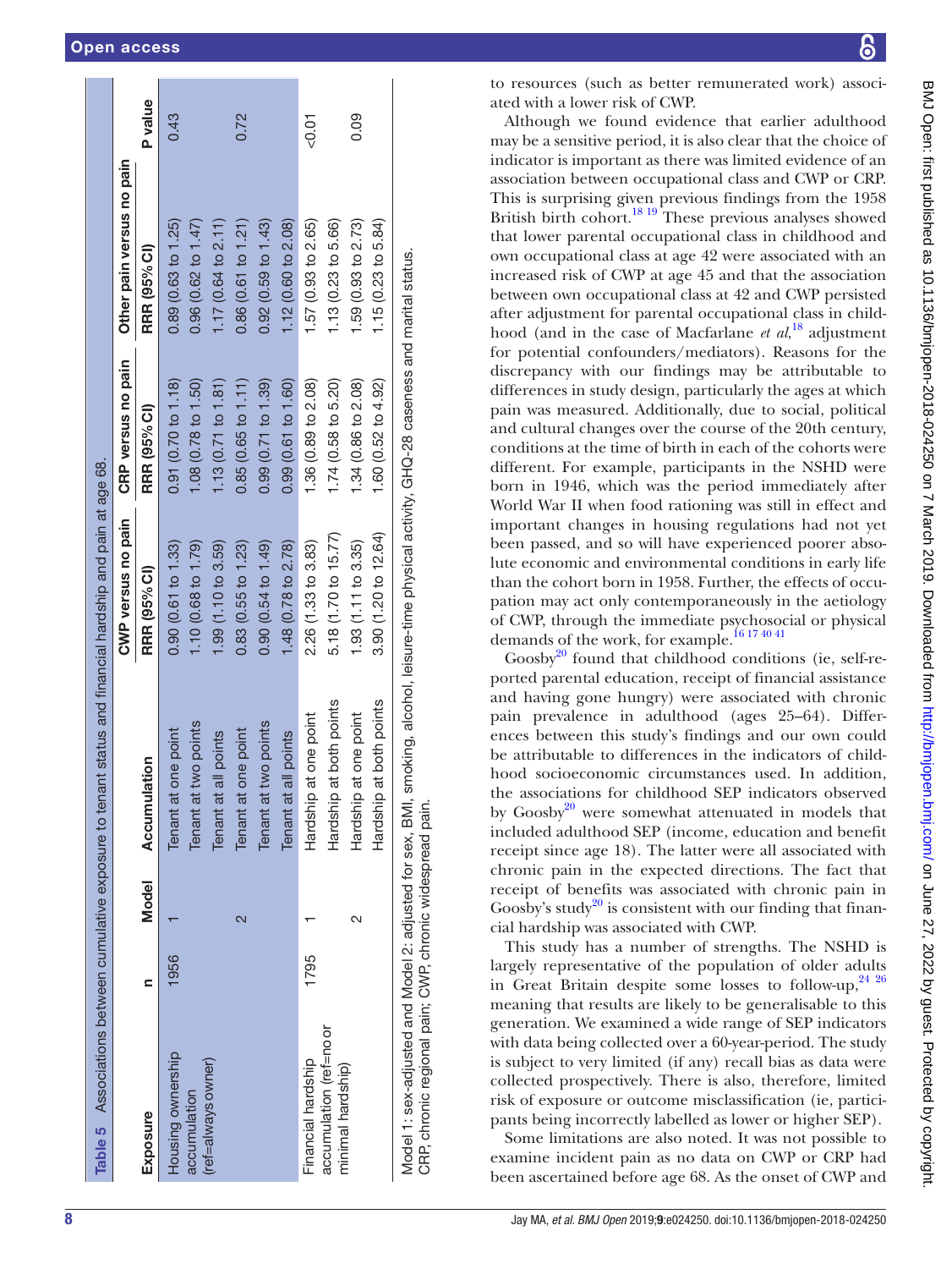**Table 5** Associations between cumulative exposure to tenant status and financial hardship and pain at age 68.

| Exposure | n | Model | Accumulation | CWP versus no pain RRR (95% CI) | CRP versus no pain RRR (95% CI) | Other pain versus no pain RRR (95% CI) | P value |
|---|---|---|---|---|---|---|---|
| Housing ownership accumulation (ref=always owner) | 1956 | 1 | Tenant at one point | 0.90 (0.61 to 1.33) | 0.91 (0.70 to 1.18) | 0.89 (0.63 to 1.25) | 0.43 |
| | | | Tenant at two points | 1.10 (0.68 to 1.79) | 1.08 (0.78 to 1.50) | 0.96 (0.62 to 1.47) | |
| | | | Tenant at all points | 1.99 (1.10 to 3.59) | 1.13 (0.71 to 1.81) | 1.17 (0.64 to 2.11) | |
| | | 2 | Tenant at one point | 0.83 (0.55 to 1.23) | 0.85 (0.65 to 1.11) | 0.86 (0.61 to 1.21) | 0.72 |
| | | | Tenant at two points | 0.90 (0.54 to 1.49) | 0.99 (0.71 to 1.39) | 0.92 (0.59 to 1.43) | |
| | | | Tenant at all points | 1.48 (0.78 to 2.78) | 0.99 (0.61 to 1.60) | 1.12 (0.60 to 2.08) | |
| Financial hardship accumulation (ref=no or minimal hardship) | 1795 | 1 | Hardship at one point | 2.26 (1.33 to 3.83) | 1.36 (0.89 to 2.08) | 1.57 (0.93 to 2.65) | <0.01 |
| | | | Hardship at both points | 5.18 (1.70 to 15.77) | 1.74 (0.58 to 5.20) | 1.13 (0.23 to 5.66) | |
| | | 2 | Hardship at one point | 1.93 (1.11 to 3.35) | 1.34 (0.86 to 2.08) | 1.59 (0.93 to 2.73) | 0.09 |
| | | | Hardship at both points | 3.90 (1.20 to 12.64) | 1.60 (0.52 to 4.92) | 1.15 (0.23 to 5.84) | |

Model 1: sex-adjusted and Model 2: adjusted for sex, BMI, smoking, alcohol, leisure-time physical activity, GHQ-28 caseness and marital status.
CRP, chronic regional pain; CWP, chronic widespread pain.

to resources (such as better remunerated work) associated with a lower risk of CWP.

Although we found evidence that earlier adulthood may be a sensitive period, it is also clear that the choice of indicator is important as there was limited evidence of an association between occupational class and CWP or CRP. This is surprising given previous findings from the 1958 British birth cohort.[18,19] These previous analyses showed that lower parental occupational class in childhood and own occupational class at age 42 were associated with an increased risk of CWP at age 45 and that the association between own occupational class at 42 and CWP persisted after adjustment for parental occupational class in childhood (and in the case of Macfarlane *et al*,[18] adjustment for potential confounders/mediators). Reasons for the discrepancy with our findings may be attributable to differences in study design, particularly the ages at which pain was measured. Additionally, due to social, political and cultural changes over the course of the 20th century, conditions at the time of birth in each of the cohorts were different. For example, participants in the NSHD were born in 1946, which was the period immediately after World War II when food rationing was still in effect and important changes in housing regulations had not yet been passed, and so will have experienced poorer absolute economic and environmental conditions in early life than the cohort born in 1958. Further, the effects of occupation may act only contemporaneously in the aetiology of CWP, through the immediate psychosocial or physical demands of the work, for example.[16,17,40,41]

Goosby[20] found that childhood conditions (ie, self-reported parental education, receipt of financial assistance and having gone hungry) were associated with chronic pain prevalence in adulthood (ages 25–64). Differences between this study's findings and our own could be attributable to differences in the indicators of childhood socioeconomic circumstances used. In addition, the associations for childhood SEP indicators observed by Goosby[20] were somewhat attenuated in models that included adulthood SEP (income, education and benefit receipt since age 18). The latter were all associated with chronic pain in the expected directions. The fact that receipt of benefits was associated with chronic pain in Goosby's study[20] is consistent with our finding that financial hardship was associated with CWP.

This study has a number of strengths. The NSHD is largely representative of the population of older adults in Great Britain despite some losses to follow-up,[24,26] meaning that results are likely to be generalisable to this generation. We examined a wide range of SEP indicators with data being collected over a 60-year-period. The study is subject to very limited (if any) recall bias as data were collected prospectively. There is also, therefore, limited risk of exposure or outcome misclassification (ie, participants being incorrectly labelled as lower or higher SEP).

Some limitations are also noted. It was not possible to examine incident pain as no data on CWP or CRP had been ascertained before age 68. As the onset of CWP and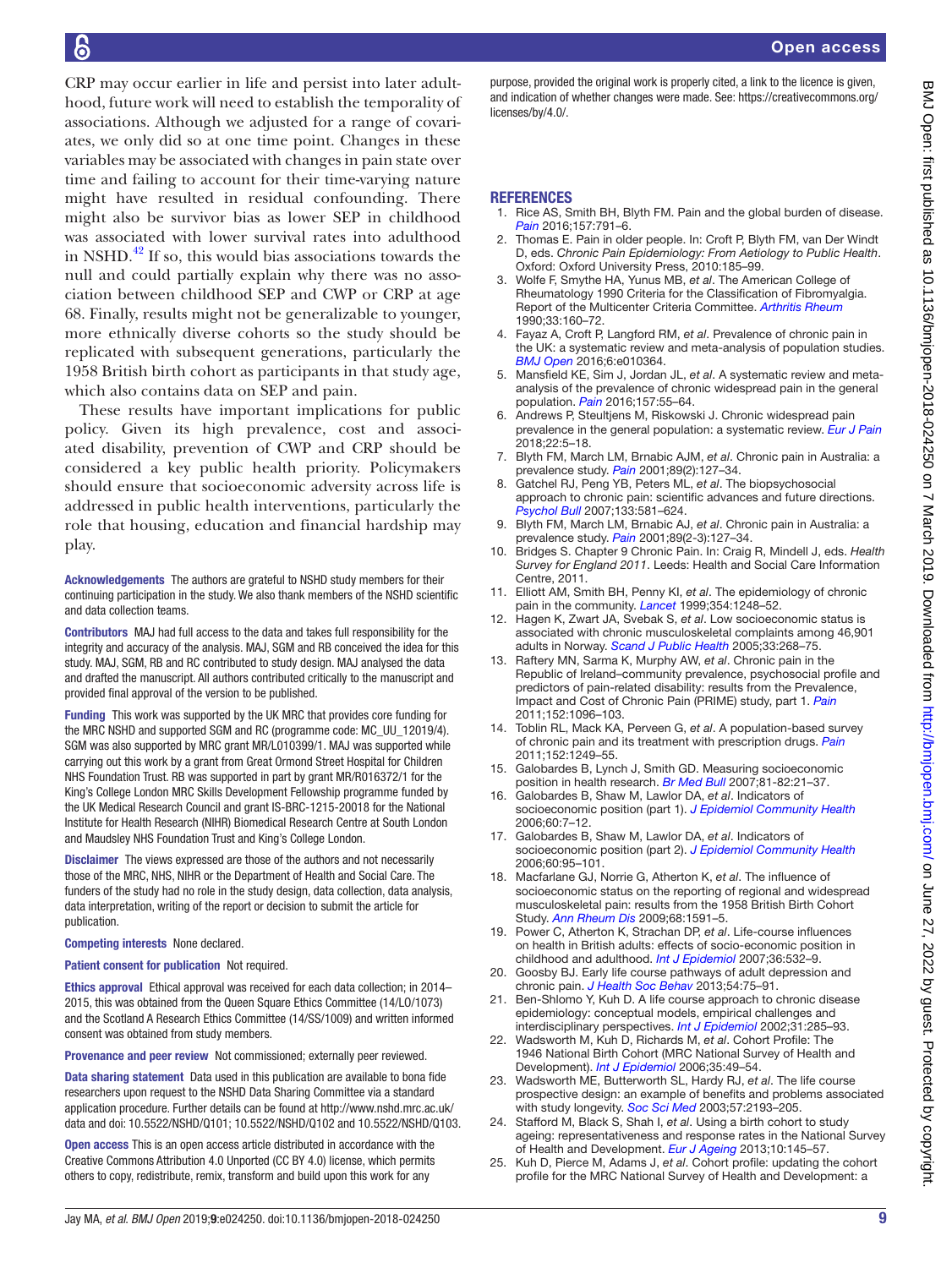CRP may occur earlier in life and persist into later adulthood, future work will need to establish the temporality of associations. Although we adjusted for a range of covariates, we only did so at one time point. Changes in these variables may be associated with changes in pain state over time and failing to account for their time-varying nature might have resulted in residual confounding. There might also be survivor bias as lower SEP in childhood was associated with lower survival rates into adulthood in NSHD.[42] If so, this would bias associations towards the null and could partially explain why there was no association between childhood SEP and CWP or CRP at age 68. Finally, results might not be generalizable to younger, more ethnically diverse cohorts so the study should be replicated with subsequent generations, particularly the 1958 British birth cohort as participants in that study age, which also contains data on SEP and pain.

These results have important implications for public policy. Given its high prevalence, cost and associated disability, prevention of CWP and CRP should be considered a key public health priority. Policymakers should ensure that socioeconomic adversity across life is addressed in public health interventions, particularly the role that housing, education and financial hardship may play.

**Acknowledgements** The authors are grateful to NSHD study members for their continuing participation in the study. We also thank members of the NSHD scientific and data collection teams.

**Contributors** MAJ had full access to the data and takes full responsibility for the integrity and accuracy of the analysis. MAJ, SGM and RB conceived the idea for this study. MAJ, SGM, RB and RC contributed to study design. MAJ analysed the data and drafted the manuscript. All authors contributed critically to the manuscript and provided final approval of the version to be published.

**Funding** This work was supported by the UK MRC that provides core funding for the MRC NSHD and supported SGM and RC (programme code: MC_UU_12019/4). SGM was also supported by MRC grant MR/L010399/1. MAJ was supported while carrying out this work by a grant from Great Ormond Street Hospital for Children NHS Foundation Trust. RB was supported in part by grant MR/R016372/1 for the King's College London MRC Skills Development Fellowship programme funded by the UK Medical Research Council and grant IS-BRC-1215-20018 for the National Institute for Health Research (NIHR) Biomedical Research Centre at South London and Maudsley NHS Foundation Trust and King's College London.

**Disclaimer** The views expressed are those of the authors and not necessarily those of the MRC, NHS, NIHR or the Department of Health and Social Care. The funders of the study had no role in the study design, data collection, data analysis, data interpretation, writing of the report or decision to submit the article for publication.

**Competing interests** None declared.

**Patient consent for publication** Not required.

**Ethics approval** Ethical approval was received for each data collection; in 2014–2015, this was obtained from the Queen Square Ethics Committee (14/LO/1073) and the Scotland A Research Ethics Committee (14/SS/1009) and written informed consent was obtained from study members.

**Provenance and peer review** Not commissioned; externally peer reviewed.

**Data sharing statement** Data used in this publication are available to bona fide researchers upon request to the NSHD Data Sharing Committee via a standard application procedure. Further details can be found at http://www.nshd.mrc.ac.uk/data and doi: 10.5522/NSHD/Q101; 10.5522/NSHD/Q102 and 10.5522/NSHD/Q103.

**Open access** This is an open access article distributed in accordance with the Creative Commons Attribution 4.0 Unported (CC BY 4.0) license, which permits others to copy, redistribute, remix, transform and build upon this work for any purpose, provided the original work is properly cited, a link to the licence is given, and indication of whether changes were made. See: https://creativecommons.org/licenses/by/4.0/.

## REFERENCES

1. Rice AS, Smith BH, Blyth FM. Pain and the global burden of disease. *Pain* 2016;157:791–6.
2. Thomas E. Pain in older people. In: Croft P, Blyth FM, van Der Windt D, eds. *Chronic Pain Epidemiology: From Aetiology to Public Health*. Oxford: Oxford University Press, 2010:185–99.
3. Wolfe F, Smythe HA, Yunus MB, *et al*. The American College of Rheumatology 1990 Criteria for the Classification of Fibromyalgia. Report of the Multicenter Criteria Committee. *Arthritis Rheum* 1990;33:160–72.
4. Fayaz A, Croft P, Langford RM, *et al*. Prevalence of chronic pain in the UK: a systematic review and meta-analysis of population studies. *BMJ Open* 2016;6:e010364.
5. Mansfield KE, Sim J, Jordan JL, *et al*. A systematic review and meta-analysis of the prevalence of chronic widespread pain in the general population. *Pain* 2016;157:55–64.
6. Andrews P, Steultjens M, Riskowski J. Chronic widespread pain prevalence in the general population: a systematic review. *Eur J Pain* 2018;22:5–18.
7. Blyth FM, March LM, Brnabic AJM, *et al*. Chronic pain in Australia: a prevalence study. *Pain* 2001;89(2):127–34.
8. Gatchel RJ, Peng YB, Peters ML, *et al*. The biopsychosocial approach to chronic pain: scientific advances and future directions. *Psychol Bull* 2007;133:581–624.
9. Blyth FM, March LM, Brnabic AJ, *et al*. Chronic pain in Australia: a prevalence study. *Pain* 2001;89(2-3):127–34.
10. Bridges S. Chapter 9 Chronic Pain. In: Craig R, Mindell J, eds. *Health Survey for England 2011*. Leeds: Health and Social Care Information Centre, 2011.
11. Elliott AM, Smith BH, Penny KI, *et al*. The epidemiology of chronic pain in the community. *Lancet* 1999;354:1248–52.
12. Hagen K, Zwart JA, Svebak S, *et al*. Low socioeconomic status is associated with chronic musculoskeletal complaints among 46,901 adults in Norway. *Scand J Public Health* 2005;33:268–75.
13. Raftery MN, Sarma K, Murphy AW, *et al*. Chronic pain in the Republic of Ireland–community prevalence, psychosocial profile and predictors of pain-related disability: results from the Prevalence, Impact and Cost of Chronic Pain (PRIME) study, part 1. *Pain* 2011;152:1096–103.
14. Toblin RL, Mack KA, Perveen G, *et al*. A population-based survey of chronic pain and its treatment with prescription drugs. *Pain* 2011;152:1249–55.
15. Galobardes B, Lynch J, Smith GD. Measuring socioeconomic position in health research. *Br Med Bull* 2007;81-82:21–37.
16. Galobardes B, Shaw M, Lawlor DA, *et al*. Indicators of socioeconomic position (part 1). *J Epidemiol Community Health* 2006;60:7–12.
17. Galobardes B, Shaw M, Lawlor DA, *et al*. Indicators of socioeconomic position (part 2). *J Epidemiol Community Health* 2006;60:95–101.
18. Macfarlane GJ, Norrie G, Atherton K, *et al*. The influence of socioeconomic status on the reporting of regional and widespread musculoskeletal pain: results from the 1958 British Birth Cohort Study. *Ann Rheum Dis* 2009;68:1591–5.
19. Power C, Atherton K, Strachan DP, *et al*. Life-course influences on health in British adults: effects of socio-economic position in childhood and adulthood. *Int J Epidemiol* 2007;36:532–9.
20. Goosby BJ. Early life course pathways of adult depression and chronic pain. *J Health Soc Behav* 2013;54:75–91.
21. Ben-Shlomo Y, Kuh D. A life course approach to chronic disease epidemiology: conceptual models, empirical challenges and interdisciplinary perspectives. *Int J Epidemiol* 2002;31:285–93.
22. Wadsworth M, Kuh D, Richards M, *et al*. Cohort Profile: The 1946 National Birth Cohort (MRC National Survey of Health and Development). *Int J Epidemiol* 2006;35:49–54.
23. Wadsworth ME, Butterworth SL, Hardy RJ, *et al*. The life course prospective design: an example of benefits and problems associated with study longevity. *Soc Sci Med* 2003;57:2193–205.
24. Stafford M, Black S, Shah I, *et al*. Using a birth cohort to study ageing: representativeness and response rates in the National Survey of Health and Development. *Eur J Ageing* 2013;10:145–57.
25. Kuh D, Pierce M, Adams J, *et al*. Cohort profile: updating the cohort profile for the MRC National Survey of Health and Development: a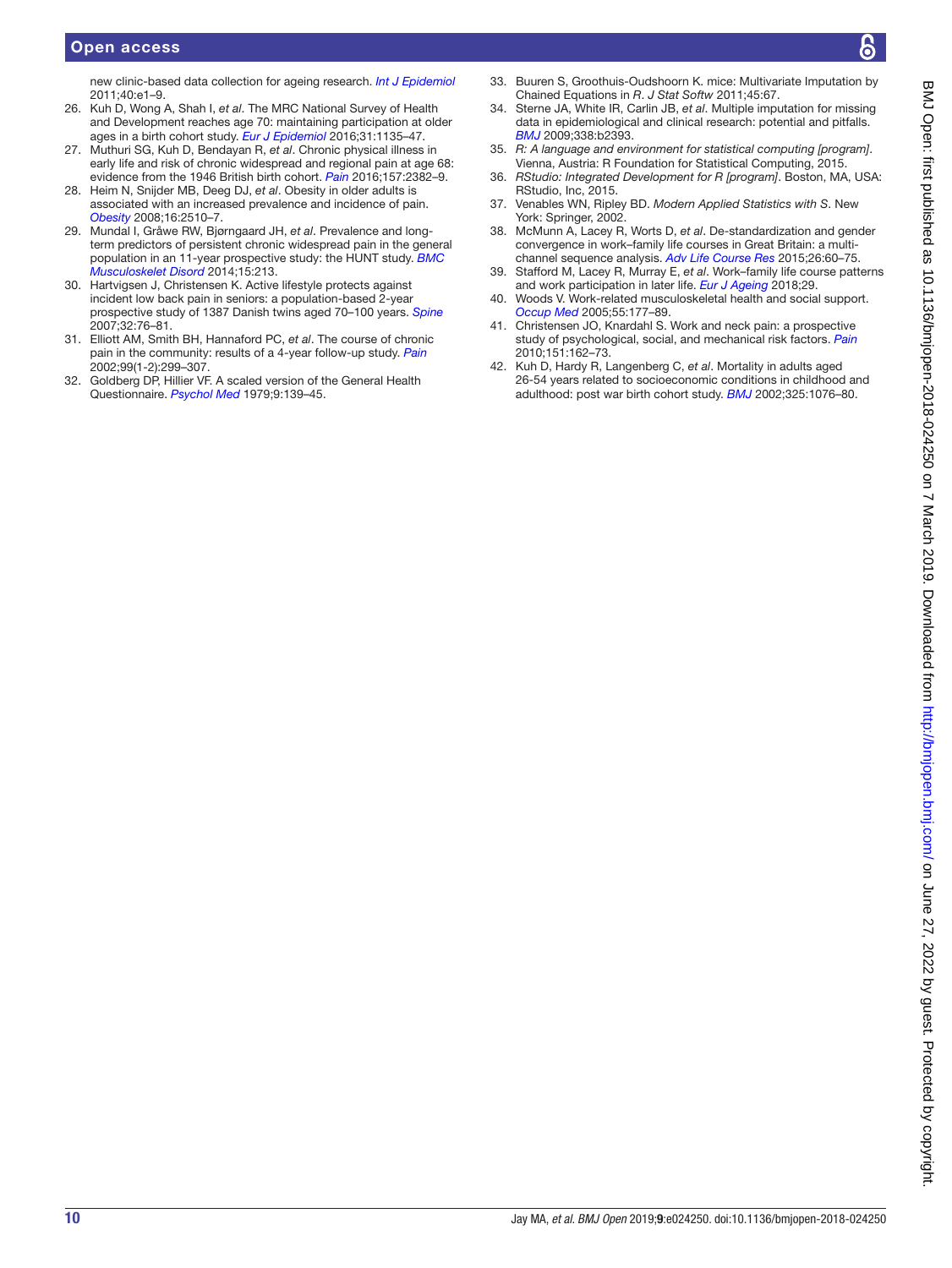new clinic-based data collection for ageing research. *Int J Epidemiol* 2011;40:e1–9.

26. Kuh D, Wong A, Shah I, *et al*. The MRC National Survey of Health and Development reaches age 70: maintaining participation at older ages in a birth cohort study. *Eur J Epidemiol* 2016;31:1135–47.
27. Muthuri SG, Kuh D, Bendayan R, *et al*. Chronic physical illness in early life and risk of chronic widespread and regional pain at age 68: evidence from the 1946 British birth cohort. *Pain* 2016;157:2382–9.
28. Heim N, Snijder MB, Deeg DJ, *et al*. Obesity in older adults is associated with an increased prevalence and incidence of pain. *Obesity* 2008;16:2510–7.
29. Mundal I, Gråwe RW, Bjørngaard JH, *et al*. Prevalence and long-term predictors of persistent chronic widespread pain in the general population in an 11-year prospective study: the HUNT study. *BMC Musculoskelet Disord* 2014;15:213.
30. Hartvigsen J, Christensen K. Active lifestyle protects against incident low back pain in seniors: a population-based 2-year prospective study of 1387 Danish twins aged 70–100 years. *Spine* 2007;32:76–81.
31. Elliott AM, Smith BH, Hannaford PC, *et al*. The course of chronic pain in the community: results of a 4-year follow-up study. *Pain* 2002;99(1-2):299–307.
32. Goldberg DP, Hillier VF. A scaled version of the General Health Questionnaire. *Psychol Med* 1979;9:139–45.
33. Buuren S, Groothuis-Oudshoorn K. mice: Multivariate Imputation by Chained Equations in *R*. *J Stat Softw* 2011;45:67.
34. Sterne JA, White IR, Carlin JB, *et al*. Multiple imputation for missing data in epidemiological and clinical research: potential and pitfalls. *BMJ* 2009;338:b2393.
35. *R: A language and environment for statistical computing [program]*. Vienna, Austria: R Foundation for Statistical Computing, 2015.
36. *RStudio: Integrated Development for R [program]*. Boston, MA, USA: RStudio, Inc, 2015.
37. Venables WN, Ripley BD. *Modern Applied Statistics with S*. New York: Springer, 2002.
38. McMunn A, Lacey R, Worts D, *et al*. De-standardization and gender convergence in work–family life courses in Great Britain: a multi-channel sequence analysis. *Adv Life Course Res* 2015;26:60–75.
39. Stafford M, Lacey R, Murray E, *et al*. Work–family life course patterns and work participation in later life. *Eur J Ageing* 2018;29.
40. Woods V. Work-related musculoskeletal health and social support. *Occup Med* 2005;55:177–89.
41. Christensen JO, Knardahl S. Work and neck pain: a prospective study of psychological, social, and mechanical risk factors. *Pain* 2010;151:162–73.
42. Kuh D, Hardy R, Langenberg C, *et al*. Mortality in adults aged 26-54 years related to socioeconomic conditions in childhood and adulthood: post war birth cohort study. *BMJ* 2002;325:1076–80.